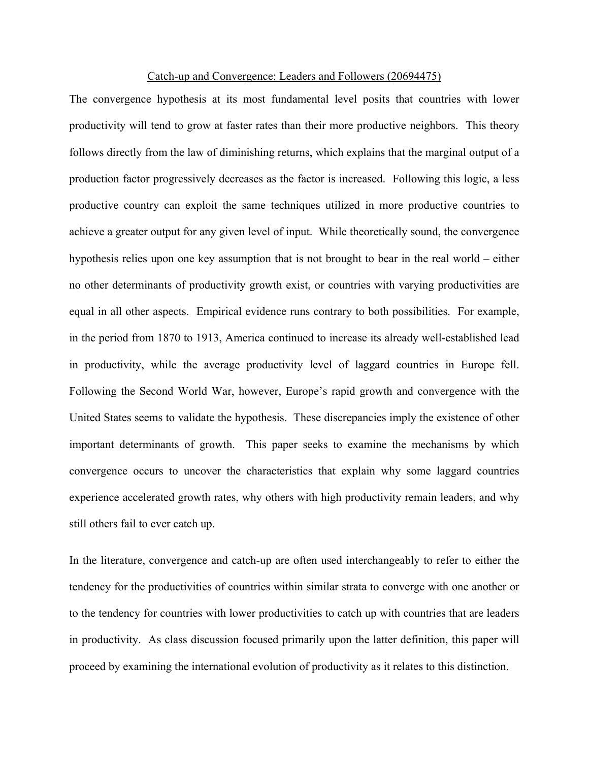# Catch-up and Convergence: Leaders and Followers (20694475)

The convergence hypothesis at its most fundamental level posits that countries with lower productivity will tend to grow at faster rates than their more productive neighbors. This theory follows directly from the law of diminishing returns, which explains that the marginal output of a production factor progressively decreases as the factor is increased. Following this logic, a less productive country can exploit the same techniques utilized in more productive countries to achieve a greater output for any given level of input. While theoretically sound, the convergence hypothesis relies upon one key assumption that is not brought to bear in the real world – either no other determinants of productivity growth exist, or countries with varying productivities are equal in all other aspects. Empirical evidence runs contrary to both possibilities. For example, in the period from 1870 to 1913, America continued to increase its already well-established lead in productivity, while the average productivity level of laggard countries in Europe fell. Following the Second World War, however, Europe's rapid growth and convergence with the United States seems to validate the hypothesis. These discrepancies imply the existence of other important determinants of growth. This paper seeks to examine the mechanisms by which convergence occurs to uncover the characteristics that explain why some laggard countries experience accelerated growth rates, why others with high productivity remain leaders, and why still others fail to ever catch up.

In the literature, convergence and catch-up are often used interchangeably to refer to either the tendency for the productivities of countries within similar strata to converge with one another or to the tendency for countries with lower productivities to catch up with countries that are leaders in productivity. As class discussion focused primarily upon the latter definition, this paper will proceed by examining the international evolution of productivity as it relates to this distinction.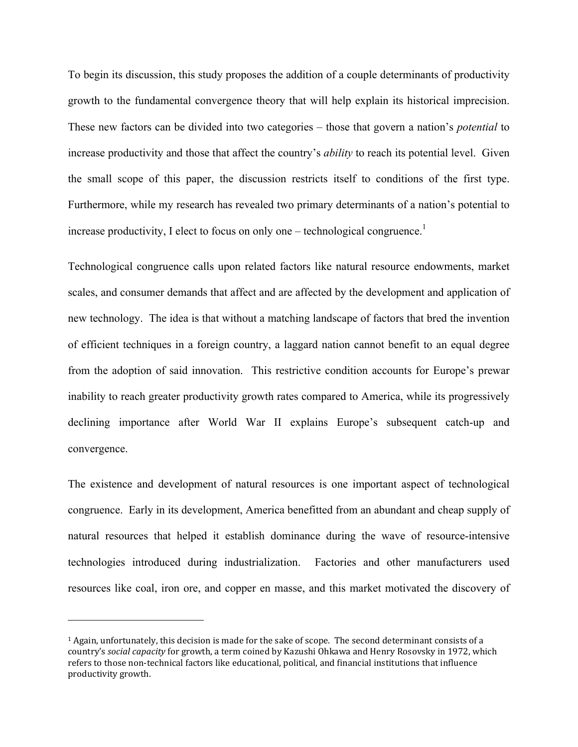To begin its discussion, this study proposes the addition of a couple determinants of productivity growth to the fundamental convergence theory that will help explain its historical imprecision. These new factors can be divided into two categories – those that govern a nation's *potential* to increase productivity and those that affect the country's *ability* to reach its potential level. Given the small scope of this paper, the discussion restricts itself to conditions of the first type. Furthermore, while my research has revealed two primary determinants of a nation's potential to increase productivity, I elect to focus on only one – technological congruence.[1]

Technological congruence calls upon related factors like natural resource endowments, market scales, and consumer demands that affect and are affected by the development and application of new technology. The idea is that without a matching landscape of factors that bred the invention of efficient techniques in a foreign country, a laggard nation cannot benefit to an equal degree from the adoption of said innovation. This restrictive condition accounts for Europe's prewar inability to reach greater productivity growth rates compared to America, while its progressively declining importance after World War II explains Europe's subsequent catch-up and convergence.

The existence and development of natural resources is one important aspect of technological congruence. Early in its development, America benefitted from an abundant and cheap supply of natural resources that helped it establish dominance during the wave of resource-intensive technologies introduced during industrialization. Factories and other manufacturers used resources like coal, iron ore, and copper en masse, and this market motivated the discovery of

---

[1] Again, unfortunately, this decision is made for the sake of scope. The second determinant consists of a country's *social capacity* for growth, a term coined by Kazushi Ohkawa and Henry Rosovsky in 1972, which refers to those non-technical factors like educational, political, and financial institutions that influence productivity growth.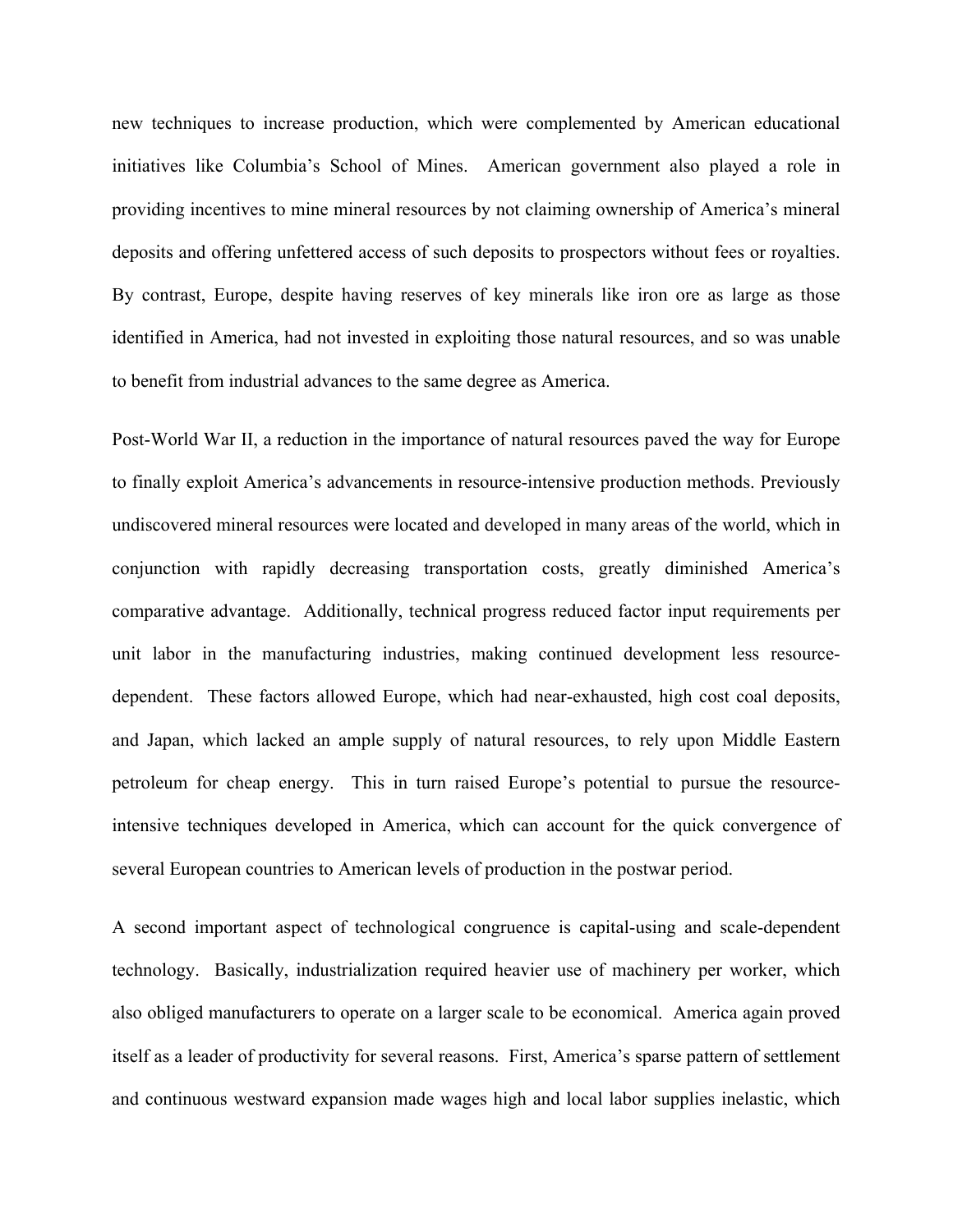new techniques to increase production, which were complemented by American educational initiatives like Columbia's School of Mines. American government also played a role in providing incentives to mine mineral resources by not claiming ownership of America's mineral deposits and offering unfettered access of such deposits to prospectors without fees or royalties. By contrast, Europe, despite having reserves of key minerals like iron ore as large as those identified in America, had not invested in exploiting those natural resources, and so was unable to benefit from industrial advances to the same degree as America.

Post-World War II, a reduction in the importance of natural resources paved the way for Europe to finally exploit America's advancements in resource-intensive production methods. Previously undiscovered mineral resources were located and developed in many areas of the world, which in conjunction with rapidly decreasing transportation costs, greatly diminished America's comparative advantage. Additionally, technical progress reduced factor input requirements per unit labor in the manufacturing industries, making continued development less resource-dependent. These factors allowed Europe, which had near-exhausted, high cost coal deposits, and Japan, which lacked an ample supply of natural resources, to rely upon Middle Eastern petroleum for cheap energy. This in turn raised Europe's potential to pursue the resource-intensive techniques developed in America, which can account for the quick convergence of several European countries to American levels of production in the postwar period.

A second important aspect of technological congruence is capital-using and scale-dependent technology. Basically, industrialization required heavier use of machinery per worker, which also obliged manufacturers to operate on a larger scale to be economical. America again proved itself as a leader of productivity for several reasons. First, America's sparse pattern of settlement and continuous westward expansion made wages high and local labor supplies inelastic, which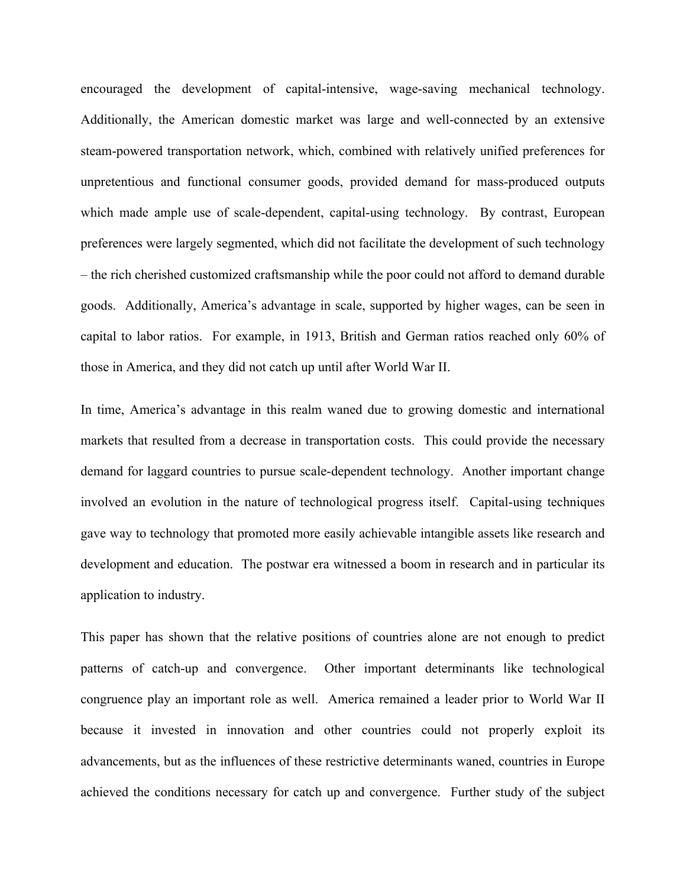encouraged the development of capital-intensive, wage-saving mechanical technology. Additionally, the American domestic market was large and well-connected by an extensive steam-powered transportation network, which, combined with relatively unified preferences for unpretentious and functional consumer goods, provided demand for mass-produced outputs which made ample use of scale-dependent, capital-using technology. By contrast, European preferences were largely segmented, which did not facilitate the development of such technology – the rich cherished customized craftsmanship while the poor could not afford to demand durable goods. Additionally, America's advantage in scale, supported by higher wages, can be seen in capital to labor ratios. For example, in 1913, British and German ratios reached only 60% of those in America, and they did not catch up until after World War II.

In time, America's advantage in this realm waned due to growing domestic and international markets that resulted from a decrease in transportation costs. This could provide the necessary demand for laggard countries to pursue scale-dependent technology. Another important change involved an evolution in the nature of technological progress itself. Capital-using techniques gave way to technology that promoted more easily achievable intangible assets like research and development and education. The postwar era witnessed a boom in research and in particular its application to industry.

This paper has shown that the relative positions of countries alone are not enough to predict patterns of catch-up and convergence. Other important determinants like technological congruence play an important role as well. America remained a leader prior to World War II because it invested in innovation and other countries could not properly exploit its advancements, but as the influences of these restrictive determinants waned, countries in Europe achieved the conditions necessary for catch up and convergence. Further study of the subject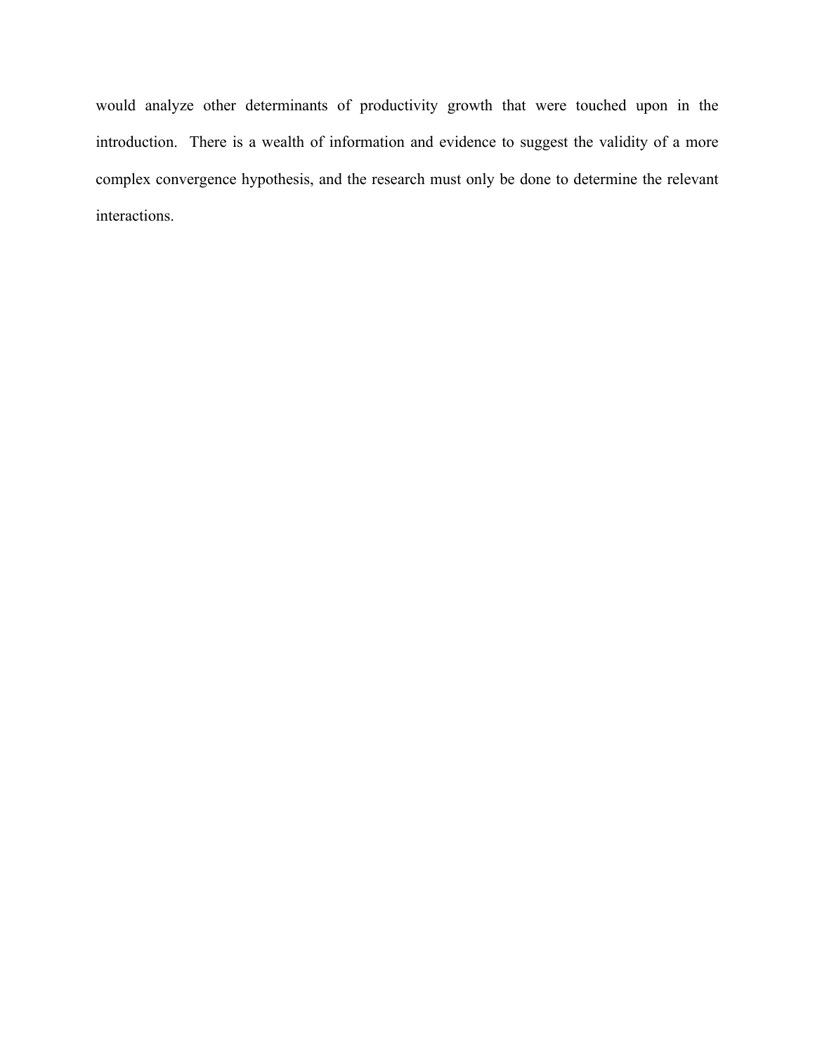would analyze other determinants of productivity growth that were touched upon in the introduction. There is a wealth of information and evidence to suggest the validity of a more complex convergence hypothesis, and the research must only be done to determine the relevant interactions.